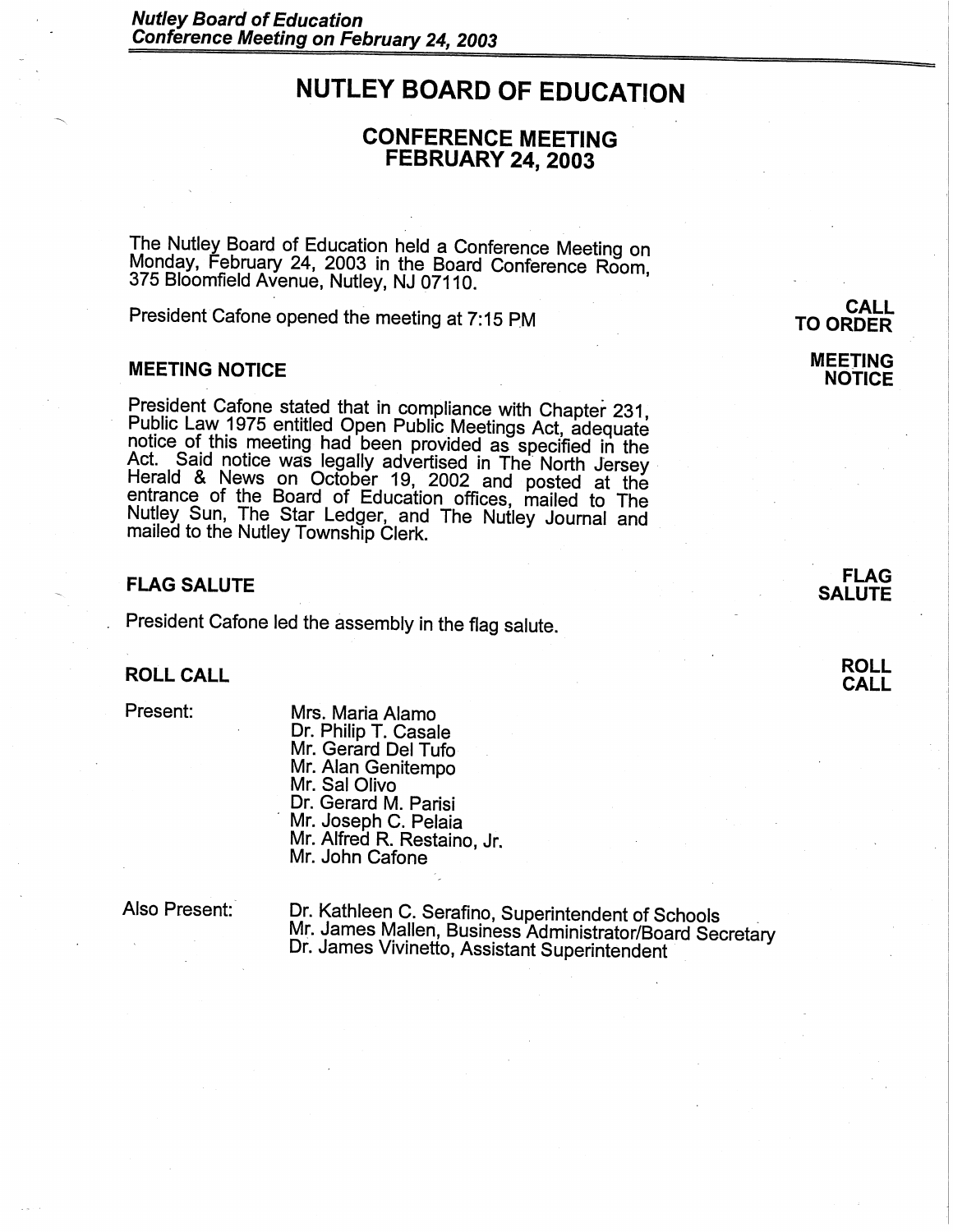# NUTLEY BOARD OF EDUCATION

## CONFERENCE MEETING
## FEBRUARY 24, 2003

The Nutley Board of Education held a Conference Meeting on Monday, February 24, 2003 in the Board Conference Room, 375 Bloomfield Avenue, Nutley, NJ 07110.

**CALL TO ORDER**

President Cafone opened the meeting at 7:15 PM

### MEETING NOTICE

President Cafone stated that in compliance with Chapter 231, Public Law 1975 entitled Open Public Meetings Act, adequate notice of this meeting had been provided as specified in the Act. Said notice was legally advertised in The North Jersey Herald & News on October 19, 2002 and posted at the entrance of the Board of Education offices, mailed to The Nutley Sun, The Star Ledger, and The Nutley Journal and mailed to the Nutley Township Clerk.

### FLAG SALUTE

President Cafone led the assembly in the flag salute.

### ROLL CALL

Present:

- Mrs. Maria Alamo
- Dr. Philip T. Casale
- Mr. Gerard Del Tufo
- Mr. Alan Genitempo
- Mr. Sal Olivo
- Dr. Gerard M. Parisi
- Mr. Joseph C. Pelaia
- Mr. Alfred R. Restaino, Jr.
- Mr. John Cafone

Also Present:

- Dr. Kathleen C. Serafino, Superintendent of Schools
- Mr. James Mallen, Business Administrator/Board Secretary
- Dr. James Vivinetto, Assistant Superintendent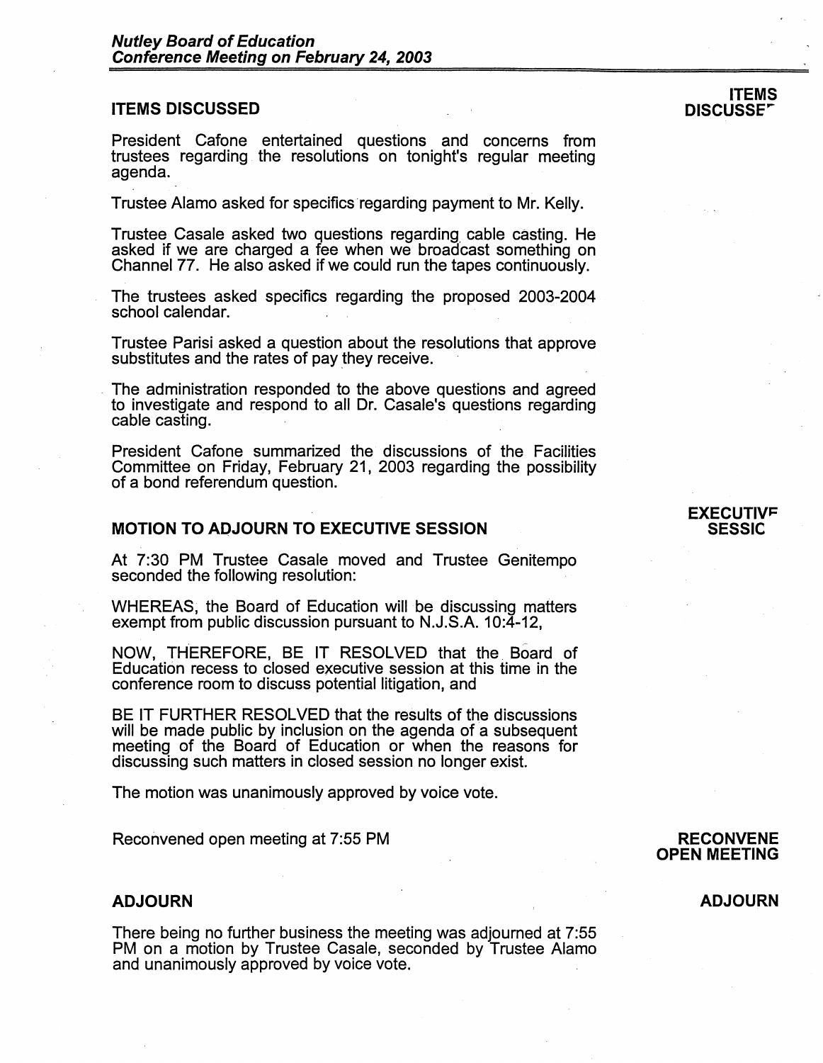## ITEMS DISCUSSED

President Cafone entertained questions and concerns from trustees regarding the resolutions on tonight's regular meeting agenda.

Trustee Alamo asked for specifics regarding payment to Mr. Kelly.

Trustee Casale asked two questions regarding cable casting. He asked if we are charged a fee when we broadcast something on Channel 77. He also asked if we could run the tapes continuously.

The trustees asked specifics regarding the proposed 2003-2004 school calendar.

Trustee Parisi asked a question about the resolutions that approve substitutes and the rates of pay they receive.

The administration responded to the above questions and agreed to investigate and respond to all Dr. Casale's questions regarding cable casting.

President Cafone summarized the discussions of the Facilities Committee on Friday, February 21, 2003 regarding the possibility of a bond referendum question.

## MOTION TO ADJOURN TO EXECUTIVE SESSION

At 7:30 PM Trustee Casale moved and Trustee Genitempo seconded the following resolution:

WHEREAS, the Board of Education will be discussing matters exempt from public discussion pursuant to N.J.S.A. 10:4-12,

NOW, THEREFORE, BE IT RESOLVED that the Board of Education recess to closed executive session at this time in the conference room to discuss potential litigation, and

BE IT FURTHER RESOLVED that the results of the discussions will be made public by inclusion on the agenda of a subsequent meeting of the Board of Education or when the reasons for discussing such matters in closed session no longer exist.

The motion was unanimously approved by voice vote.

Reconvened open meeting at 7:55 PM

## ADJOURN

There being no further business the meeting was adjourned at 7:55 PM on a motion by Trustee Casale, seconded by Trustee Alamo and unanimously approved by voice vote.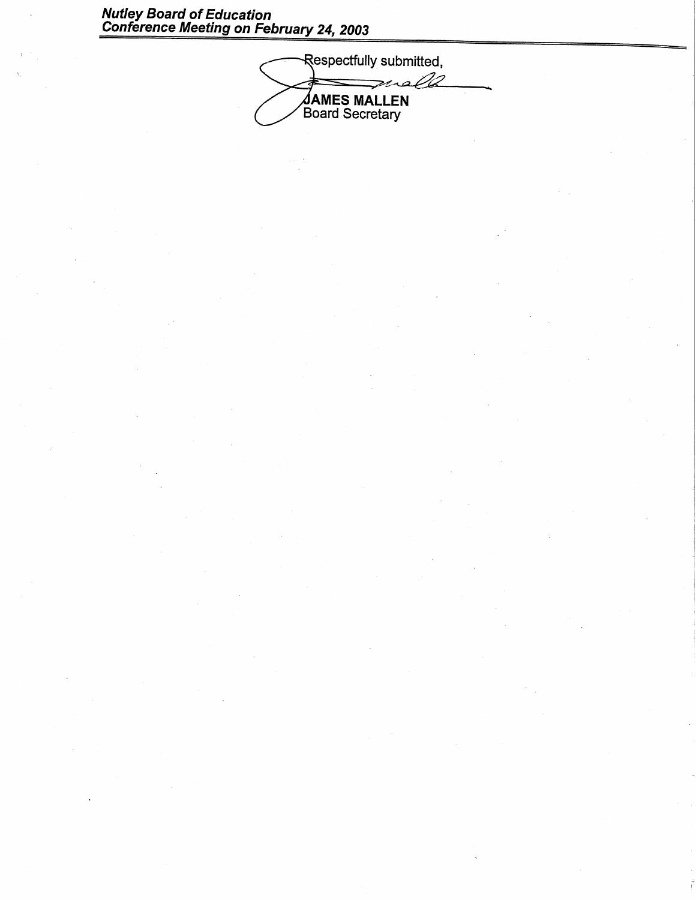Respectfully submitted,

**JAMES MALLEN**
Board Secretary